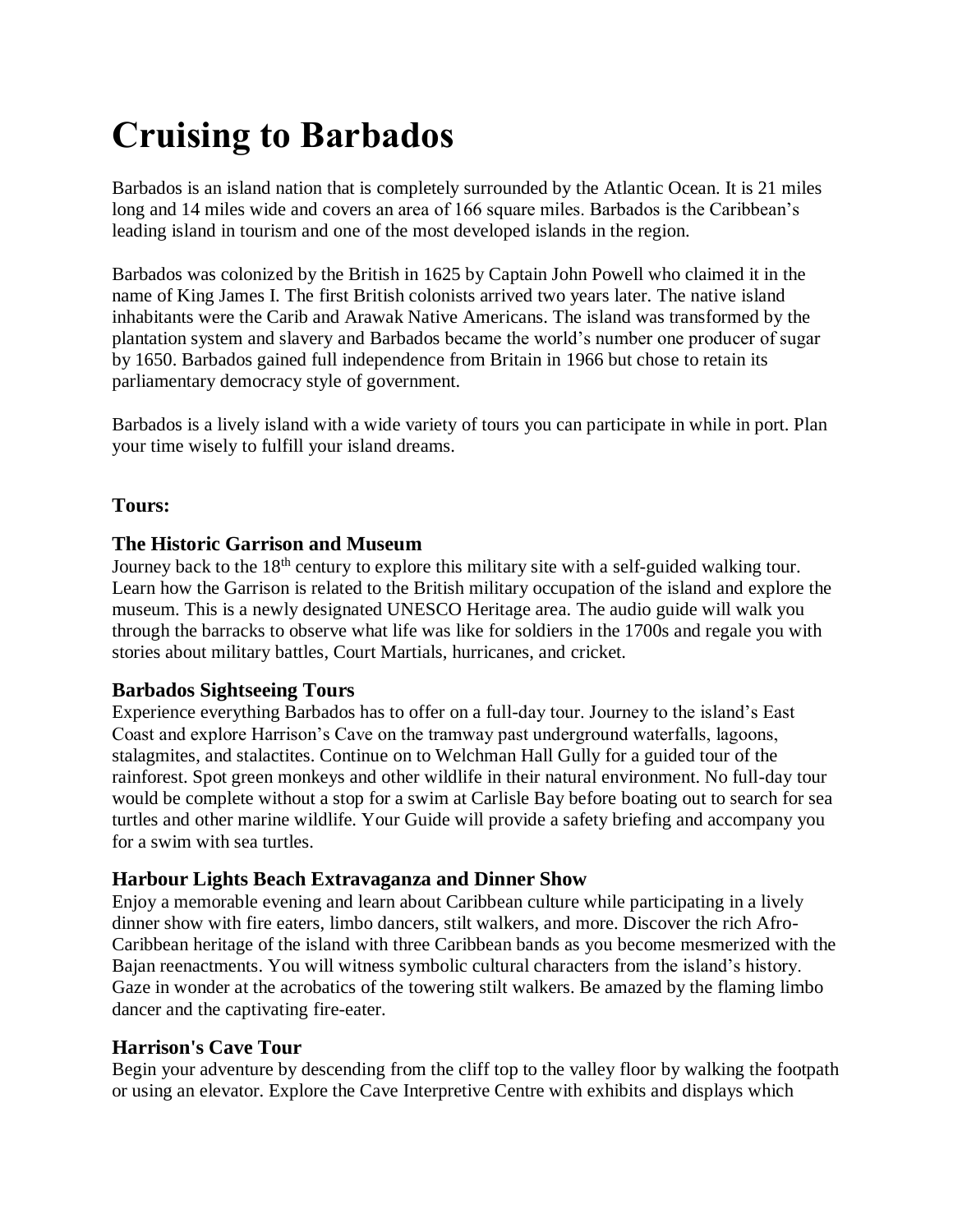# Cruising to Barbados

Barbados is an island nation that is completely surrounded by the Atlantic Ocean. It is 21 miles long and 14 miles wide and covers an area of 166 square miles. Barbados is the Caribbean's leading island in tourism and one of the most developed islands in the region.

Barbados was colonized by the British in 1625 by Captain John Powell who claimed it in the name of King James I. The first British colonists arrived two years later. The native island inhabitants were the Carib and Arawak Native Americans. The island was transformed by the plantation system and slavery and Barbados became the world's number one producer of sugar by 1650. Barbados gained full independence from Britain in 1966 but chose to retain its parliamentary democracy style of government.

Barbados is a lively island with a wide variety of tours you can participate in while in port. Plan your time wisely to fulfill your island dreams.

**Tours:**

### The Historic Garrison and Museum

Journey back to the 18th century to explore this military site with a self-guided walking tour. Learn how the Garrison is related to the British military occupation of the island and explore the museum. This is a newly designated UNESCO Heritage area. The audio guide will walk you through the barracks to observe what life was like for soldiers in the 1700s and regale you with stories about military battles, Court Martials, hurricanes, and cricket.

### Barbados Sightseeing Tours

Experience everything Barbados has to offer on a full-day tour. Journey to the island's East Coast and explore Harrison's Cave on the tramway past underground waterfalls, lagoons, stalagmites, and stalactites. Continue on to Welchman Hall Gully for a guided tour of the rainforest. Spot green monkeys and other wildlife in their natural environment. No full-day tour would be complete without a stop for a swim at Carlisle Bay before boating out to search for sea turtles and other marine wildlife. Your Guide will provide a safety briefing and accompany you for a swim with sea turtles.

### Harbour Lights Beach Extravaganza and Dinner Show

Enjoy a memorable evening and learn about Caribbean culture while participating in a lively dinner show with fire eaters, limbo dancers, stilt walkers, and more. Discover the rich Afro-Caribbean heritage of the island with three Caribbean bands as you become mesmerized with the Bajan reenactments. You will witness symbolic cultural characters from the island's history. Gaze in wonder at the acrobatics of the towering stilt walkers. Be amazed by the flaming limbo dancer and the captivating fire-eater.

### Harrison's Cave Tour

Begin your adventure by descending from the cliff top to the valley floor by walking the footpath or using an elevator. Explore the Cave Interpretive Centre with exhibits and displays which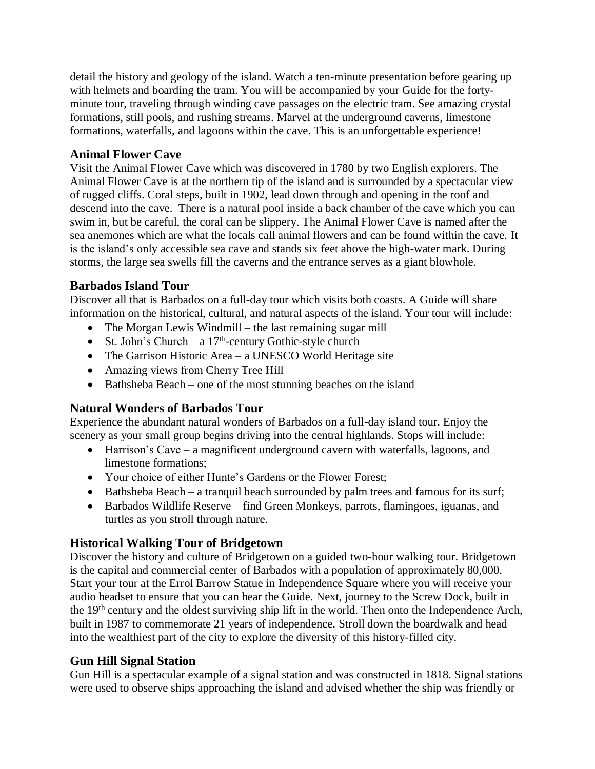detail the history and geology of the island. Watch a ten-minute presentation before gearing up with helmets and boarding the tram. You will be accompanied by your Guide for the forty-minute tour, traveling through winding cave passages on the electric tram. See amazing crystal formations, still pools, and rushing streams. Marvel at the underground caverns, limestone formations, waterfalls, and lagoons within the cave. This is an unforgettable experience!

### Animal Flower Cave

Visit the Animal Flower Cave which was discovered in 1780 by two English explorers. The Animal Flower Cave is at the northern tip of the island and is surrounded by a spectacular view of rugged cliffs. Coral steps, built in 1902, lead down through and opening in the roof and descend into the cave. There is a natural pool inside a back chamber of the cave which you can swim in, but be careful, the coral can be slippery. The Animal Flower Cave is named after the sea anemones which are what the locals call animal flowers and can be found within the cave. It is the island's only accessible sea cave and stands six feet above the high-water mark. During storms, the large sea swells fill the caverns and the entrance serves as a giant blowhole.

### Barbados Island Tour

Discover all that is Barbados on a full-day tour which visits both coasts. A Guide will share information on the historical, cultural, and natural aspects of the island. Your tour will include:

- The Morgan Lewis Windmill – the last remaining sugar mill
- St. John's Church – a 17th-century Gothic-style church
- The Garrison Historic Area – a UNESCO World Heritage site
- Amazing views from Cherry Tree Hill
- Bathsheba Beach – one of the most stunning beaches on the island

### Natural Wonders of Barbados Tour

Experience the abundant natural wonders of Barbados on a full-day island tour. Enjoy the scenery as your small group begins driving into the central highlands. Stops will include:

- Harrison's Cave – a magnificent underground cavern with waterfalls, lagoons, and limestone formations;
- Your choice of either Hunte's Gardens or the Flower Forest;
- Bathsheba Beach – a tranquil beach surrounded by palm trees and famous for its surf;
- Barbados Wildlife Reserve – find Green Monkeys, parrots, flamingoes, iguanas, and turtles as you stroll through nature.

### Historical Walking Tour of Bridgetown

Discover the history and culture of Bridgetown on a guided two-hour walking tour. Bridgetown is the capital and commercial center of Barbados with a population of approximately 80,000. Start your tour at the Errol Barrow Statue in Independence Square where you will receive your audio headset to ensure that you can hear the Guide. Next, journey to the Screw Dock, built in the 19th century and the oldest surviving ship lift in the world. Then onto the Independence Arch, built in 1987 to commemorate 21 years of independence. Stroll down the boardwalk and head into the wealthiest part of the city to explore the diversity of this history-filled city.

### Gun Hill Signal Station

Gun Hill is a spectacular example of a signal station and was constructed in 1818. Signal stations were used to observe ships approaching the island and advised whether the ship was friendly or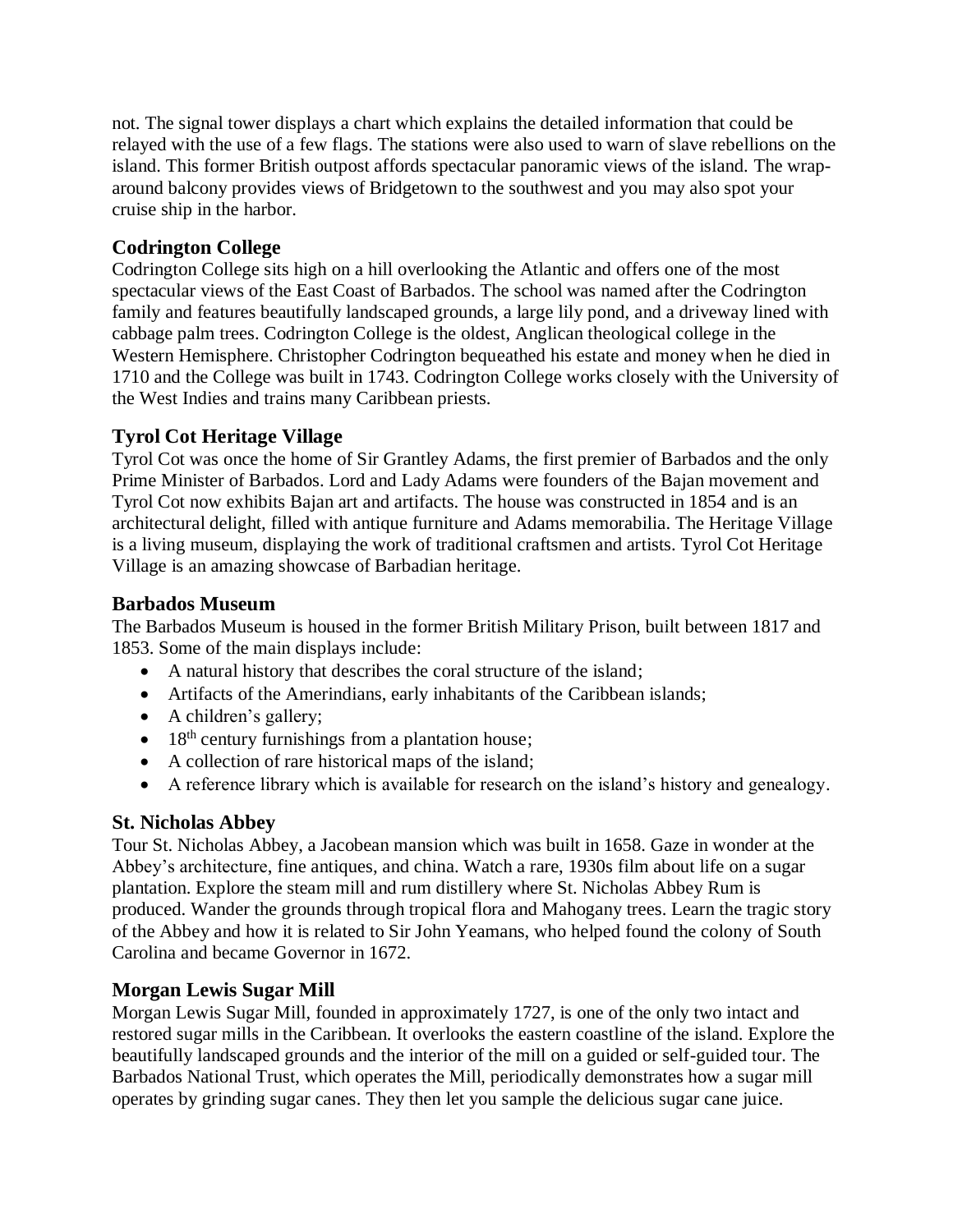not. The signal tower displays a chart which explains the detailed information that could be relayed with the use of a few flags. The stations were also used to warn of slave rebellions on the island. This former British outpost affords spectacular panoramic views of the island. The wrap-around balcony provides views of Bridgetown to the southwest and you may also spot your cruise ship in the harbor.

### Codrington College

Codrington College sits high on a hill overlooking the Atlantic and offers one of the most spectacular views of the East Coast of Barbados. The school was named after the Codrington family and features beautifully landscaped grounds, a large lily pond, and a driveway lined with cabbage palm trees. Codrington College is the oldest, Anglican theological college in the Western Hemisphere. Christopher Codrington bequeathed his estate and money when he died in 1710 and the College was built in 1743. Codrington College works closely with the University of the West Indies and trains many Caribbean priests.

### Tyrol Cot Heritage Village

Tyrol Cot was once the home of Sir Grantley Adams, the first premier of Barbados and the only Prime Minister of Barbados. Lord and Lady Adams were founders of the Bajan movement and Tyrol Cot now exhibits Bajan art and artifacts. The house was constructed in 1854 and is an architectural delight, filled with antique furniture and Adams memorabilia. The Heritage Village is a living museum, displaying the work of traditional craftsmen and artists. Tyrol Cot Heritage Village is an amazing showcase of Barbadian heritage.

### Barbados Museum

The Barbados Museum is housed in the former British Military Prison, built between 1817 and 1853. Some of the main displays include:

- A natural history that describes the coral structure of the island;
- Artifacts of the Amerindians, early inhabitants of the Caribbean islands;
- A children's gallery;
- 18th century furnishings from a plantation house;
- A collection of rare historical maps of the island;
- A reference library which is available for research on the island's history and genealogy.

### St. Nicholas Abbey

Tour St. Nicholas Abbey, a Jacobean mansion which was built in 1658. Gaze in wonder at the Abbey's architecture, fine antiques, and china. Watch a rare, 1930s film about life on a sugar plantation. Explore the steam mill and rum distillery where St. Nicholas Abbey Rum is produced. Wander the grounds through tropical flora and Mahogany trees. Learn the tragic story of the Abbey and how it is related to Sir John Yeamans, who helped found the colony of South Carolina and became Governor in 1672.

### Morgan Lewis Sugar Mill

Morgan Lewis Sugar Mill, founded in approximately 1727, is one of the only two intact and restored sugar mills in the Caribbean. It overlooks the eastern coastline of the island. Explore the beautifully landscaped grounds and the interior of the mill on a guided or self-guided tour. The Barbados National Trust, which operates the Mill, periodically demonstrates how a sugar mill operates by grinding sugar canes. They then let you sample the delicious sugar cane juice.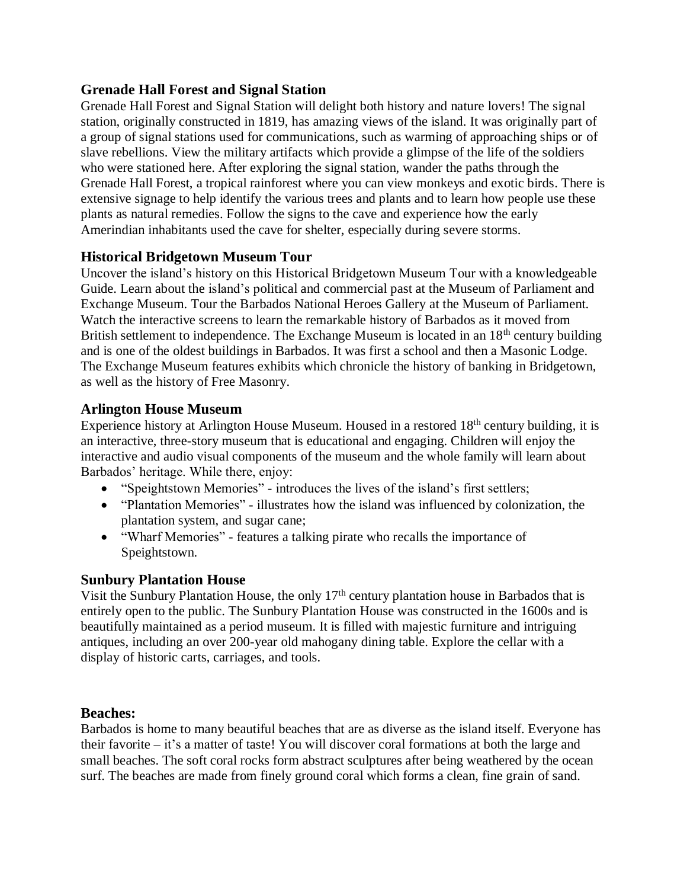### Grenade Hall Forest and Signal Station

Grenade Hall Forest and Signal Station will delight both history and nature lovers! The signal station, originally constructed in 1819, has amazing views of the island. It was originally part of a group of signal stations used for communications, such as warming of approaching ships or of slave rebellions. View the military artifacts which provide a glimpse of the life of the soldiers who were stationed here. After exploring the signal station, wander the paths through the Grenade Hall Forest, a tropical rainforest where you can view monkeys and exotic birds. There is extensive signage to help identify the various trees and plants and to learn how people use these plants as natural remedies. Follow the signs to the cave and experience how the early Amerindian inhabitants used the cave for shelter, especially during severe storms.

### Historical Bridgetown Museum Tour

Uncover the island's history on this Historical Bridgetown Museum Tour with a knowledgeable Guide. Learn about the island's political and commercial past at the Museum of Parliament and Exchange Museum. Tour the Barbados National Heroes Gallery at the Museum of Parliament. Watch the interactive screens to learn the remarkable history of Barbados as it moved from British settlement to independence. The Exchange Museum is located in an 18th century building and is one of the oldest buildings in Barbados. It was first a school and then a Masonic Lodge. The Exchange Museum features exhibits which chronicle the history of banking in Bridgetown, as well as the history of Free Masonry.

### Arlington House Museum

Experience history at Arlington House Museum. Housed in a restored 18th century building, it is an interactive, three-story museum that is educational and engaging. Children will enjoy the interactive and audio visual components of the museum and the whole family will learn about Barbados' heritage. While there, enjoy:

- "Speightstown Memories" - introduces the lives of the island's first settlers;
- "Plantation Memories" - illustrates how the island was influenced by colonization, the plantation system, and sugar cane;
- "Wharf Memories" - features a talking pirate who recalls the importance of Speightstown.

### Sunbury Plantation House

Visit the Sunbury Plantation House, the only 17th century plantation house in Barbados that is entirely open to the public. The Sunbury Plantation House was constructed in the 1600s and is beautifully maintained as a period museum. It is filled with majestic furniture and intriguing antiques, including an over 200-year old mahogany dining table. Explore the cellar with a display of historic carts, carriages, and tools.

### Beaches:

Barbados is home to many beautiful beaches that are as diverse as the island itself. Everyone has their favorite – it's a matter of taste! You will discover coral formations at both the large and small beaches. The soft coral rocks form abstract sculptures after being weathered by the ocean surf. The beaches are made from finely ground coral which forms a clean, fine grain of sand.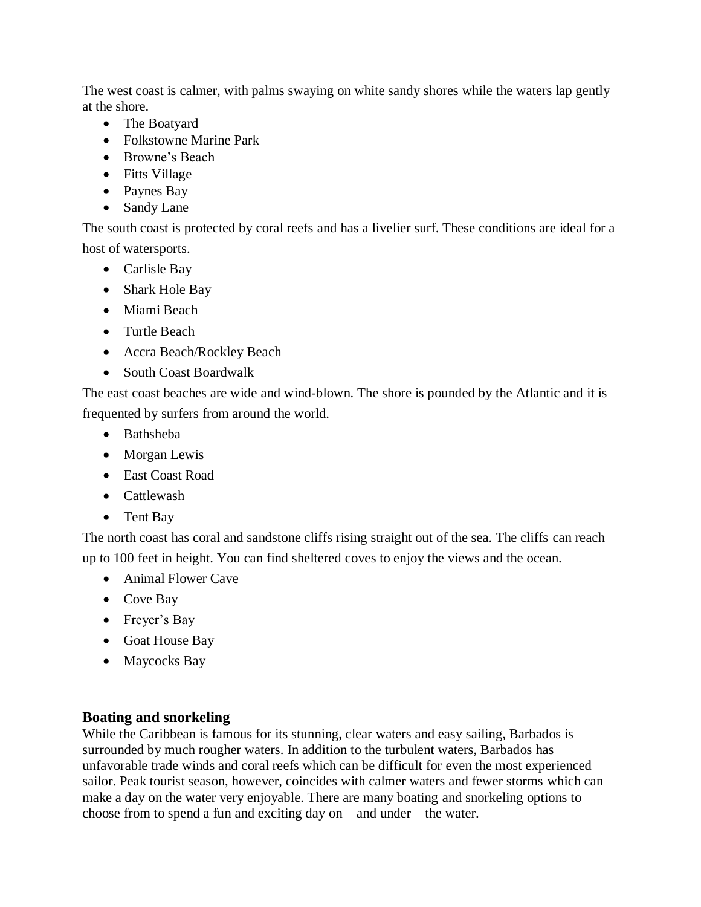The west coast is calmer, with palms swaying on white sandy shores while the waters lap gently at the shore.

- The Boatyard
- Folkstowne Marine Park
- Browne's Beach
- Fitts Village
- Paynes Bay
- Sandy Lane

The south coast is protected by coral reefs and has a livelier surf. These conditions are ideal for a host of watersports.

- Carlisle Bay
- Shark Hole Bay
- Miami Beach
- Turtle Beach
- Accra Beach/Rockley Beach
- South Coast Boardwalk

The east coast beaches are wide and wind-blown. The shore is pounded by the Atlantic and it is frequented by surfers from around the world.

- Bathsheba
- Morgan Lewis
- East Coast Road
- Cattlewash
- Tent Bay

The north coast has coral and sandstone cliffs rising straight out of the sea. The cliffs can reach up to 100 feet in height. You can find sheltered coves to enjoy the views and the ocean.

- Animal Flower Cave
- Cove Bay
- Freyer's Bay
- Goat House Bay
- Maycocks Bay

### Boating and snorkeling

While the Caribbean is famous for its stunning, clear waters and easy sailing, Barbados is surrounded by much rougher waters. In addition to the turbulent waters, Barbados has unfavorable trade winds and coral reefs which can be difficult for even the most experienced sailor. Peak tourist season, however, coincides with calmer waters and fewer storms which can make a day on the water very enjoyable. There are many boating and snorkeling options to choose from to spend a fun and exciting day on – and under – the water.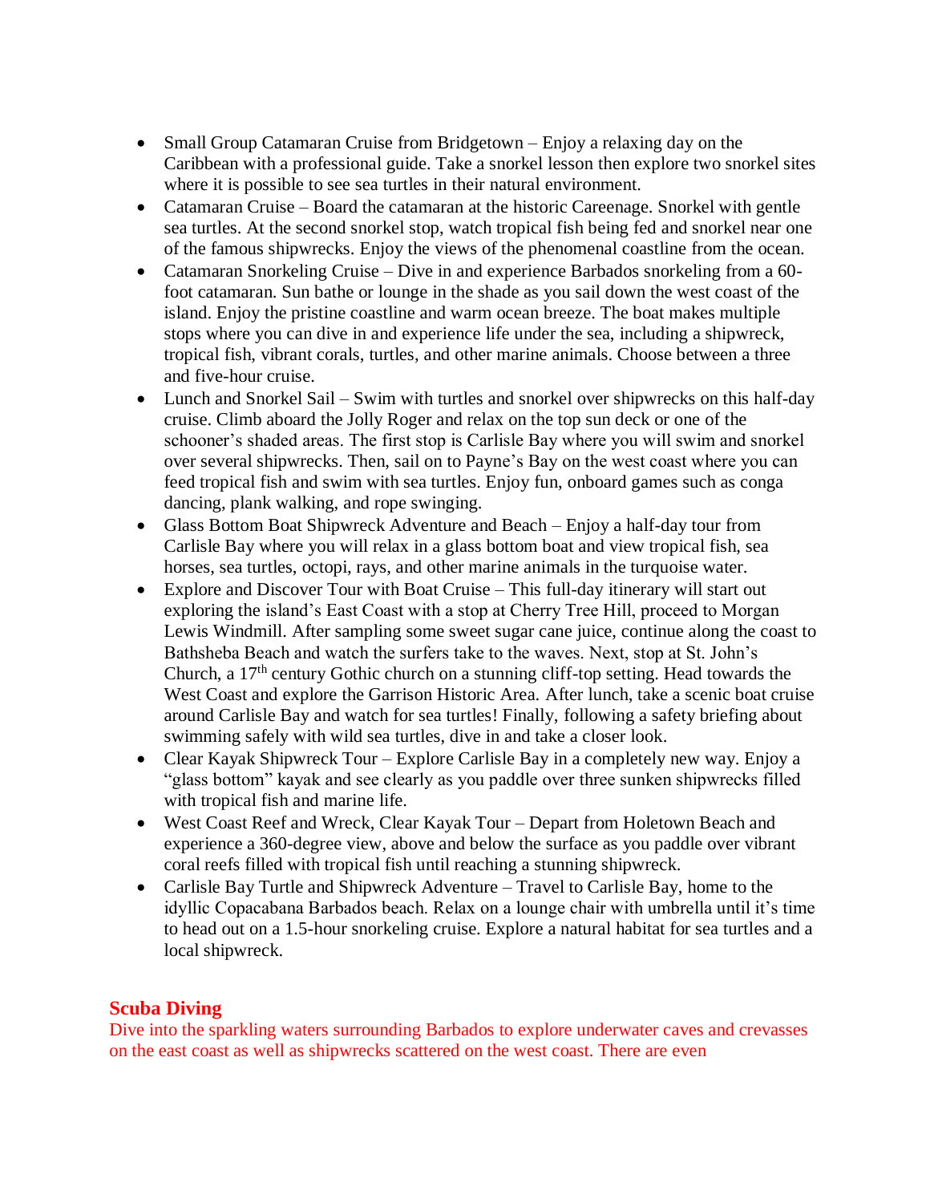- Small Group Catamaran Cruise from Bridgetown – Enjoy a relaxing day on the Caribbean with a professional guide. Take a snorkel lesson then explore two snorkel sites where it is possible to see sea turtles in their natural environment.
- Catamaran Cruise – Board the catamaran at the historic Careenage. Snorkel with gentle sea turtles. At the second snorkel stop, watch tropical fish being fed and snorkel near one of the famous shipwrecks. Enjoy the views of the phenomenal coastline from the ocean.
- Catamaran Snorkeling Cruise – Dive in and experience Barbados snorkeling from a 60-foot catamaran. Sun bathe or lounge in the shade as you sail down the west coast of the island. Enjoy the pristine coastline and warm ocean breeze. The boat makes multiple stops where you can dive in and experience life under the sea, including a shipwreck, tropical fish, vibrant corals, turtles, and other marine animals. Choose between a three and five-hour cruise.
- Lunch and Snorkel Sail – Swim with turtles and snorkel over shipwrecks on this half-day cruise. Climb aboard the Jolly Roger and relax on the top sun deck or one of the schooner's shaded areas. The first stop is Carlisle Bay where you will swim and snorkel over several shipwrecks. Then, sail on to Payne's Bay on the west coast where you can feed tropical fish and swim with sea turtles. Enjoy fun, onboard games such as conga dancing, plank walking, and rope swinging.
- Glass Bottom Boat Shipwreck Adventure and Beach – Enjoy a half-day tour from Carlisle Bay where you will relax in a glass bottom boat and view tropical fish, sea horses, sea turtles, octopi, rays, and other marine animals in the turquoise water.
- Explore and Discover Tour with Boat Cruise – This full-day itinerary will start out exploring the island's East Coast with a stop at Cherry Tree Hill, proceed to Morgan Lewis Windmill. After sampling some sweet sugar cane juice, continue along the coast to Bathsheba Beach and watch the surfers take to the waves. Next, stop at St. John's Church, a 17th century Gothic church on a stunning cliff-top setting. Head towards the West Coast and explore the Garrison Historic Area. After lunch, take a scenic boat cruise around Carlisle Bay and watch for sea turtles! Finally, following a safety briefing about swimming safely with wild sea turtles, dive in and take a closer look.
- Clear Kayak Shipwreck Tour – Explore Carlisle Bay in a completely new way. Enjoy a "glass bottom" kayak and see clearly as you paddle over three sunken shipwrecks filled with tropical fish and marine life.
- West Coast Reef and Wreck, Clear Kayak Tour – Depart from Holetown Beach and experience a 360-degree view, above and below the surface as you paddle over vibrant coral reefs filled with tropical fish until reaching a stunning shipwreck.
- Carlisle Bay Turtle and Shipwreck Adventure – Travel to Carlisle Bay, home to the idyllic Copacabana Barbados beach. Relax on a lounge chair with umbrella until it's time to head out on a 1.5-hour snorkeling cruise. Explore a natural habitat for sea turtles and a local shipwreck.

## Scuba Diving

Dive into the sparkling waters surrounding Barbados to explore underwater caves and crevasses on the east coast as well as shipwrecks scattered on the west coast. There are even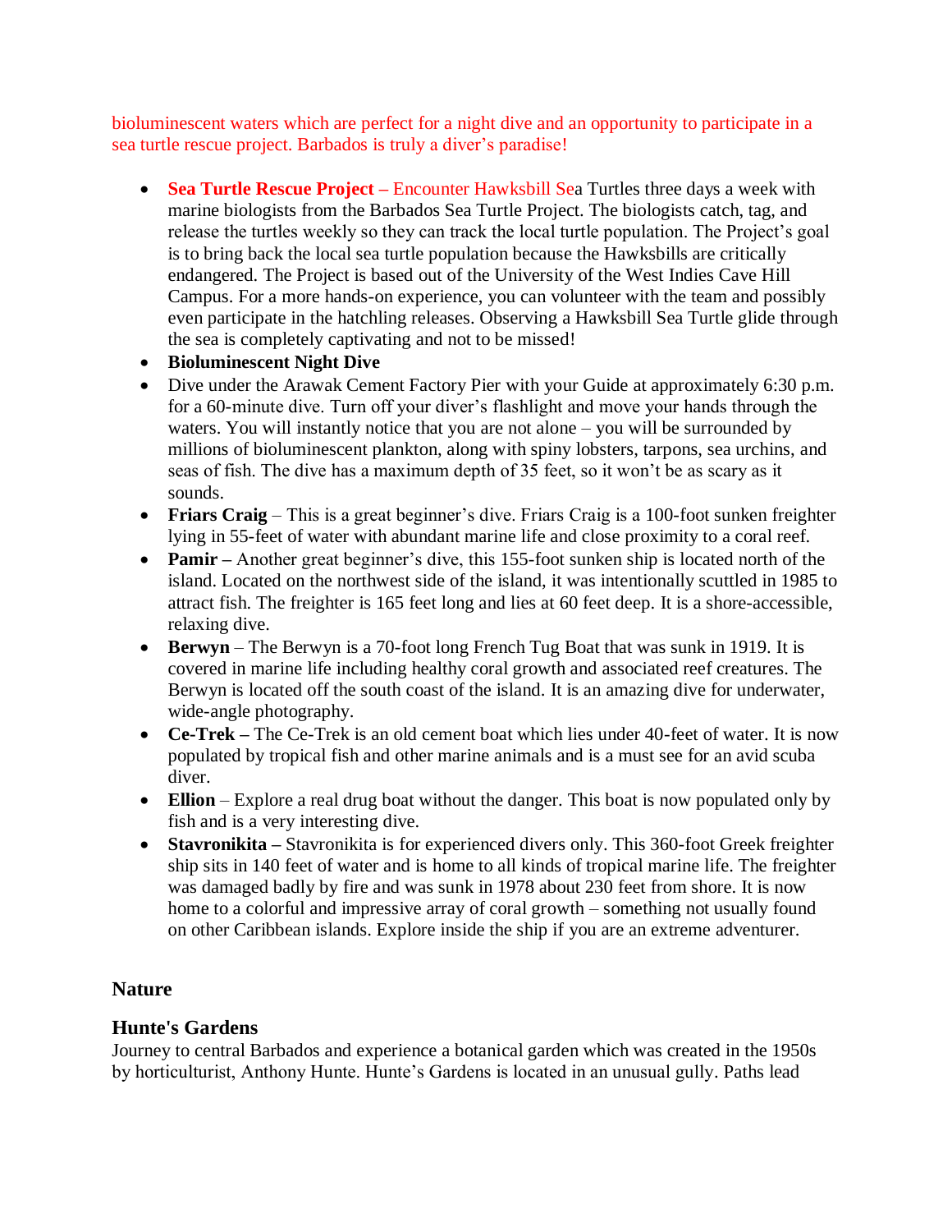bioluminescent waters which are perfect for a night dive and an opportunity to participate in a sea turtle rescue project. Barbados is truly a diver's paradise!

- **Sea Turtle Rescue Project –** Encounter Hawksbill Sea Turtles three days a week with marine biologists from the Barbados Sea Turtle Project. The biologists catch, tag, and release the turtles weekly so they can track the local turtle population. The Project's goal is to bring back the local sea turtle population because the Hawksbills are critically endangered. The Project is based out of the University of the West Indies Cave Hill Campus. For a more hands-on experience, you can volunteer with the team and possibly even participate in the hatchling releases. Observing a Hawksbill Sea Turtle glide through the sea is completely captivating and not to be missed!
- **Bioluminescent Night Dive**
- Dive under the Arawak Cement Factory Pier with your Guide at approximately 6:30 p.m. for a 60-minute dive. Turn off your diver's flashlight and move your hands through the waters. You will instantly notice that you are not alone – you will be surrounded by millions of bioluminescent plankton, along with spiny lobsters, tarpons, sea urchins, and seas of fish. The dive has a maximum depth of 35 feet, so it won't be as scary as it sounds.
- **Friars Craig** – This is a great beginner's dive. Friars Craig is a 100-foot sunken freighter lying in 55-feet of water with abundant marine life and close proximity to a coral reef.
- **Pamir –** Another great beginner's dive, this 155-foot sunken ship is located north of the island. Located on the northwest side of the island, it was intentionally scuttled in 1985 to attract fish. The freighter is 165 feet long and lies at 60 feet deep. It is a shore-accessible, relaxing dive.
- **Berwyn** – The Berwyn is a 70-foot long French Tug Boat that was sunk in 1919. It is covered in marine life including healthy coral growth and associated reef creatures. The Berwyn is located off the south coast of the island. It is an amazing dive for underwater, wide-angle photography.
- **Ce-Trek –** The Ce-Trek is an old cement boat which lies under 40-feet of water. It is now populated by tropical fish and other marine animals and is a must see for an avid scuba diver.
- **Ellion** – Explore a real drug boat without the danger. This boat is now populated only by fish and is a very interesting dive.
- **Stavronikita –** Stavronikita is for experienced divers only. This 360-foot Greek freighter ship sits in 140 feet of water and is home to all kinds of tropical marine life. The freighter was damaged badly by fire and was sunk in 1978 about 230 feet from shore. It is now home to a colorful and impressive array of coral growth – something not usually found on other Caribbean islands. Explore inside the ship if you are an extreme adventurer.

## Nature

## Hunte's Gardens

Journey to central Barbados and experience a botanical garden which was created in the 1950s by horticulturist, Anthony Hunte. Hunte's Gardens is located in an unusual gully. Paths lead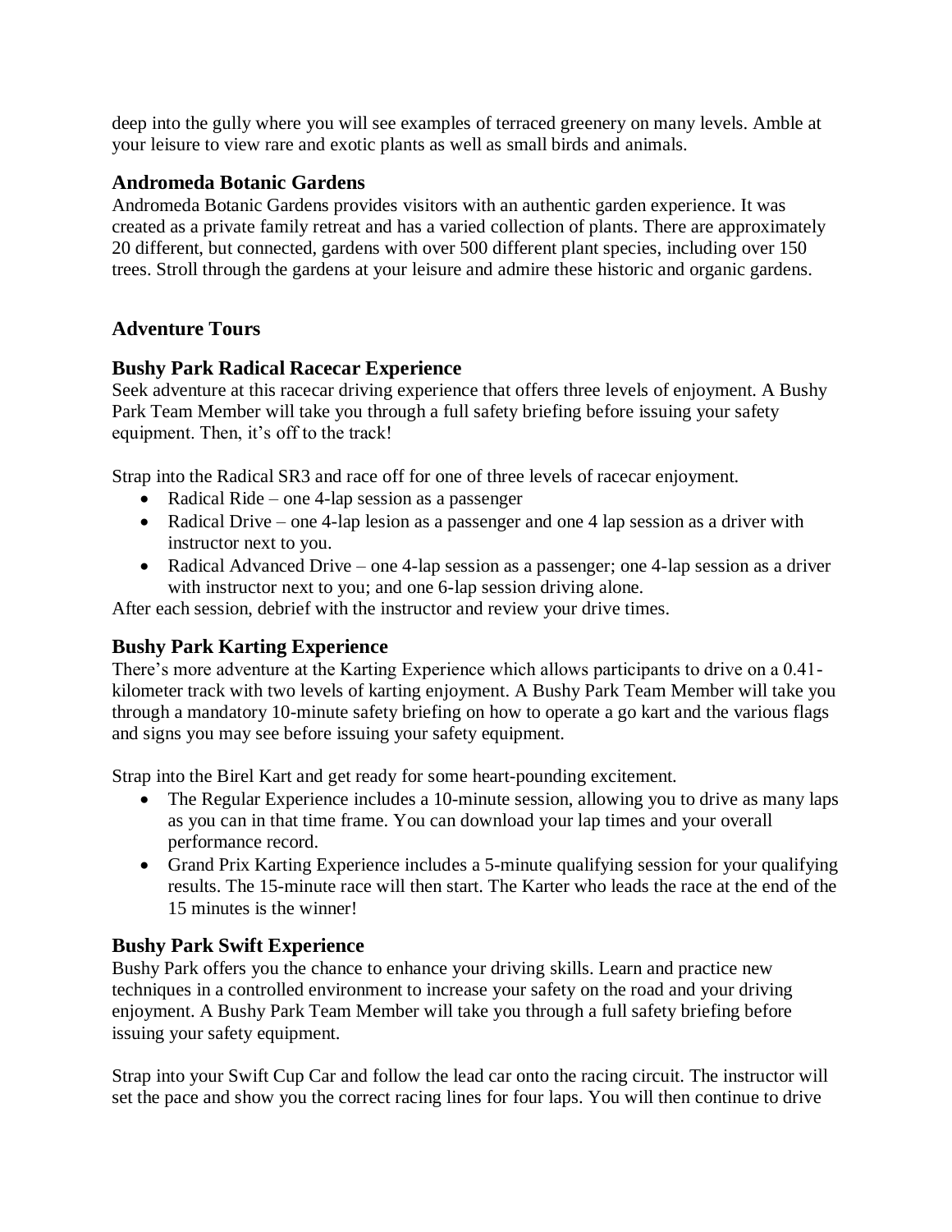deep into the gully where you will see examples of terraced greenery on many levels. Amble at your leisure to view rare and exotic plants as well as small birds and animals.

### Andromeda Botanic Gardens

Andromeda Botanic Gardens provides visitors with an authentic garden experience. It was created as a private family retreat and has a varied collection of plants. There are approximately 20 different, but connected, gardens with over 500 different plant species, including over 150 trees. Stroll through the gardens at your leisure and admire these historic and organic gardens.

## Adventure Tours

### Bushy Park Radical Racecar Experience

Seek adventure at this racecar driving experience that offers three levels of enjoyment. A Bushy Park Team Member will take you through a full safety briefing before issuing your safety equipment. Then, it's off to the track!

Strap into the Radical SR3 and race off for one of three levels of racecar enjoyment.

- Radical Ride – one 4-lap session as a passenger
- Radical Drive – one 4-lap lesion as a passenger and one 4 lap session as a driver with instructor next to you.
- Radical Advanced Drive – one 4-lap session as a passenger; one 4-lap session as a driver with instructor next to you; and one 6-lap session driving alone.

After each session, debrief with the instructor and review your drive times.

### Bushy Park Karting Experience

There's more adventure at the Karting Experience which allows participants to drive on a 0.41-kilometer track with two levels of karting enjoyment. A Bushy Park Team Member will take you through a mandatory 10-minute safety briefing on how to operate a go kart and the various flags and signs you may see before issuing your safety equipment.

Strap into the Birel Kart and get ready for some heart-pounding excitement.

- The Regular Experience includes a 10-minute session, allowing you to drive as many laps as you can in that time frame. You can download your lap times and your overall performance record.
- Grand Prix Karting Experience includes a 5-minute qualifying session for your qualifying results. The 15-minute race will then start. The Karter who leads the race at the end of the 15 minutes is the winner!

### Bushy Park Swift Experience

Bushy Park offers you the chance to enhance your driving skills. Learn and practice new techniques in a controlled environment to increase your safety on the road and your driving enjoyment. A Bushy Park Team Member will take you through a full safety briefing before issuing your safety equipment.

Strap into your Swift Cup Car and follow the lead car onto the racing circuit. The instructor will set the pace and show you the correct racing lines for four laps. You will then continue to drive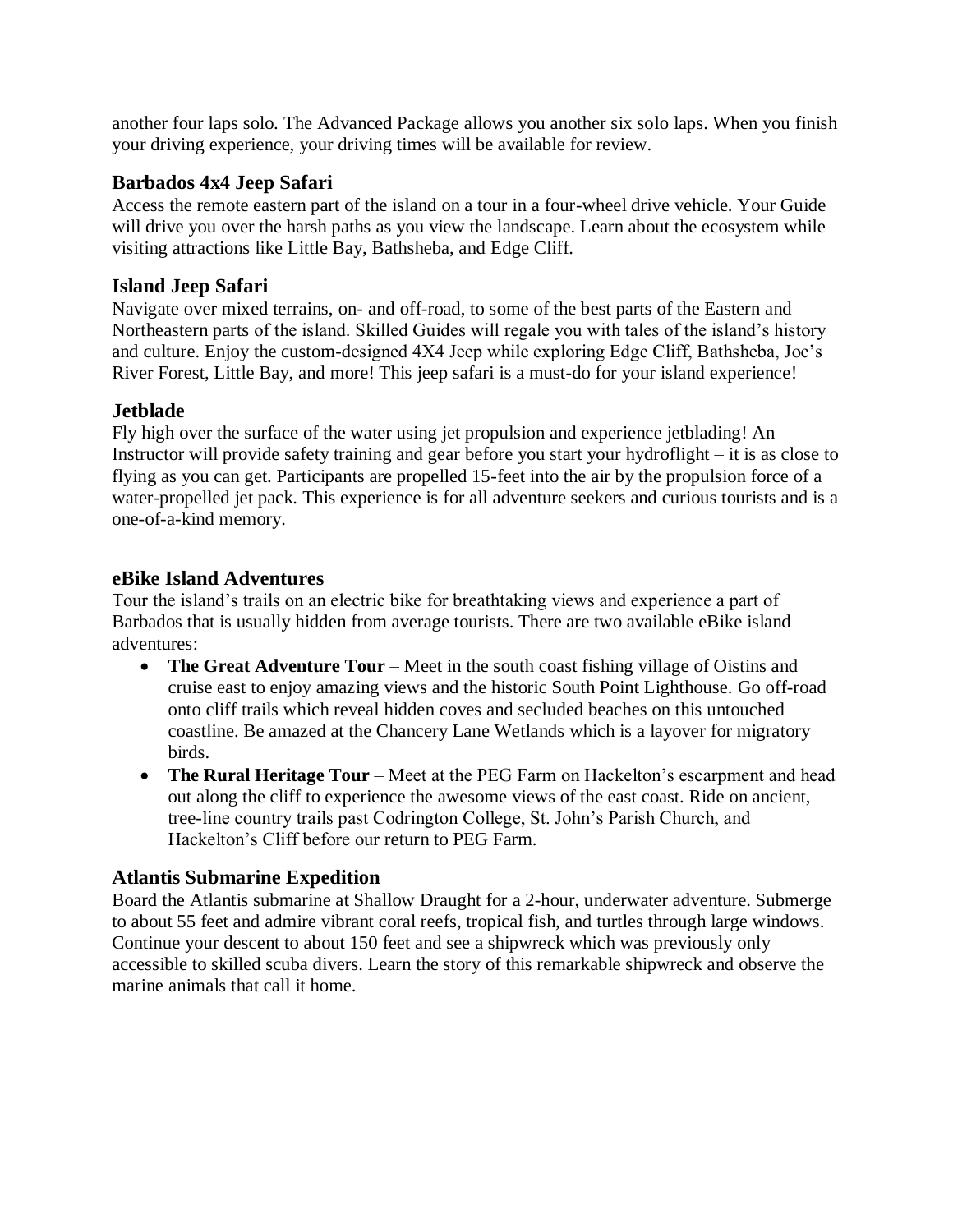another four laps solo. The Advanced Package allows you another six solo laps. When you finish your driving experience, your driving times will be available for review.

### Barbados 4x4 Jeep Safari

Access the remote eastern part of the island on a tour in a four-wheel drive vehicle. Your Guide will drive you over the harsh paths as you view the landscape. Learn about the ecosystem while visiting attractions like Little Bay, Bathsheba, and Edge Cliff.

### Island Jeep Safari

Navigate over mixed terrains, on- and off-road, to some of the best parts of the Eastern and Northeastern parts of the island. Skilled Guides will regale you with tales of the island's history and culture. Enjoy the custom-designed 4X4 Jeep while exploring Edge Cliff, Bathsheba, Joe's River Forest, Little Bay, and more! This jeep safari is a must-do for your island experience!

### Jetblade

Fly high over the surface of the water using jet propulsion and experience jetblading! An Instructor will provide safety training and gear before you start your hydroflight – it is as close to flying as you can get. Participants are propelled 15-feet into the air by the propulsion force of a water-propelled jet pack. This experience is for all adventure seekers and curious tourists and is a one-of-a-kind memory.

### eBike Island Adventures

Tour the island's trails on an electric bike for breathtaking views and experience a part of Barbados that is usually hidden from average tourists. There are two available eBike island adventures:

- **The Great Adventure Tour** – Meet in the south coast fishing village of Oistins and cruise east to enjoy amazing views and the historic South Point Lighthouse. Go off-road onto cliff trails which reveal hidden coves and secluded beaches on this untouched coastline. Be amazed at the Chancery Lane Wetlands which is a layover for migratory birds.
- **The Rural Heritage Tour** – Meet at the PEG Farm on Hackelton's escarpment and head out along the cliff to experience the awesome views of the east coast. Ride on ancient, tree-line country trails past Codrington College, St. John's Parish Church, and Hackelton's Cliff before our return to PEG Farm.

### Atlantis Submarine Expedition

Board the Atlantis submarine at Shallow Draught for a 2-hour, underwater adventure. Submerge to about 55 feet and admire vibrant coral reefs, tropical fish, and turtles through large windows. Continue your descent to about 150 feet and see a shipwreck which was previously only accessible to skilled scuba divers. Learn the story of this remarkable shipwreck and observe the marine animals that call it home.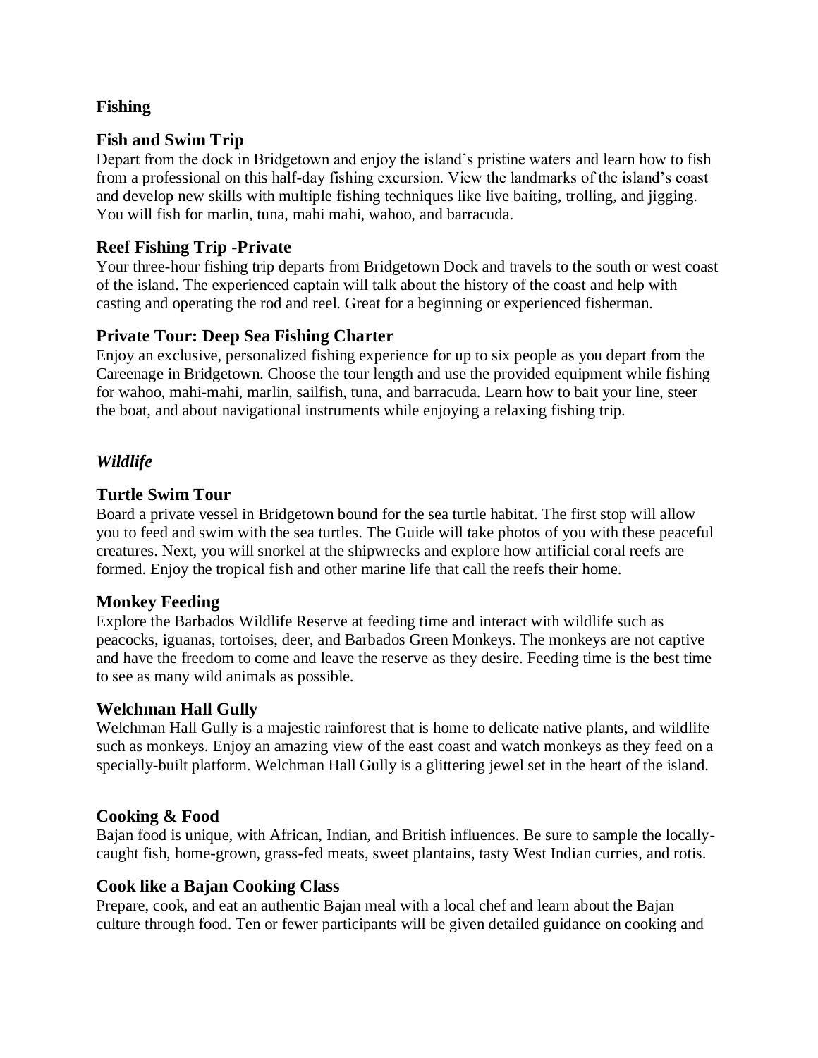**Fishing**

### Fish and Swim Trip

Depart from the dock in Bridgetown and enjoy the island's pristine waters and learn how to fish from a professional on this half-day fishing excursion. View the landmarks of the island's coast and develop new skills with multiple fishing techniques like live baiting, trolling, and jigging. You will fish for marlin, tuna, mahi mahi, wahoo, and barracuda.

### Reef Fishing Trip -Private

Your three-hour fishing trip departs from Bridgetown Dock and travels to the south or west coast of the island. The experienced captain will talk about the history of the coast and help with casting and operating the rod and reel. Great for a beginning or experienced fisherman.

### Private Tour: Deep Sea Fishing Charter

Enjoy an exclusive, personalized fishing experience for up to six people as you depart from the Careenage in Bridgetown. Choose the tour length and use the provided equipment while fishing for wahoo, mahi-mahi, marlin, sailfish, tuna, and barracuda. Learn how to bait your line, steer the boat, and about navigational instruments while enjoying a relaxing fishing trip.

***Wildlife***

### Turtle Swim Tour

Board a private vessel in Bridgetown bound for the sea turtle habitat. The first stop will allow you to feed and swim with the sea turtles. The Guide will take photos of you with these peaceful creatures. Next, you will snorkel at the shipwrecks and explore how artificial coral reefs are formed. Enjoy the tropical fish and other marine life that call the reefs their home.

### Monkey Feeding

Explore the Barbados Wildlife Reserve at feeding time and interact with wildlife such as peacocks, iguanas, tortoises, deer, and Barbados Green Monkeys. The monkeys are not captive and have the freedom to come and leave the reserve as they desire. Feeding time is the best time to see as many wild animals as possible.

### Welchman Hall Gully

Welchman Hall Gully is a majestic rainforest that is home to delicate native plants, and wildlife such as monkeys. Enjoy an amazing view of the east coast and watch monkeys as they feed on a specially-built platform. Welchman Hall Gully is a glittering jewel set in the heart of the island.

### Cooking & Food

Bajan food is unique, with African, Indian, and British influences. Be sure to sample the locally-caught fish, home-grown, grass-fed meats, sweet plantains, tasty West Indian curries, and rotis.

### Cook like a Bajan Cooking Class

Prepare, cook, and eat an authentic Bajan meal with a local chef and learn about the Bajan culture through food. Ten or fewer participants will be given detailed guidance on cooking and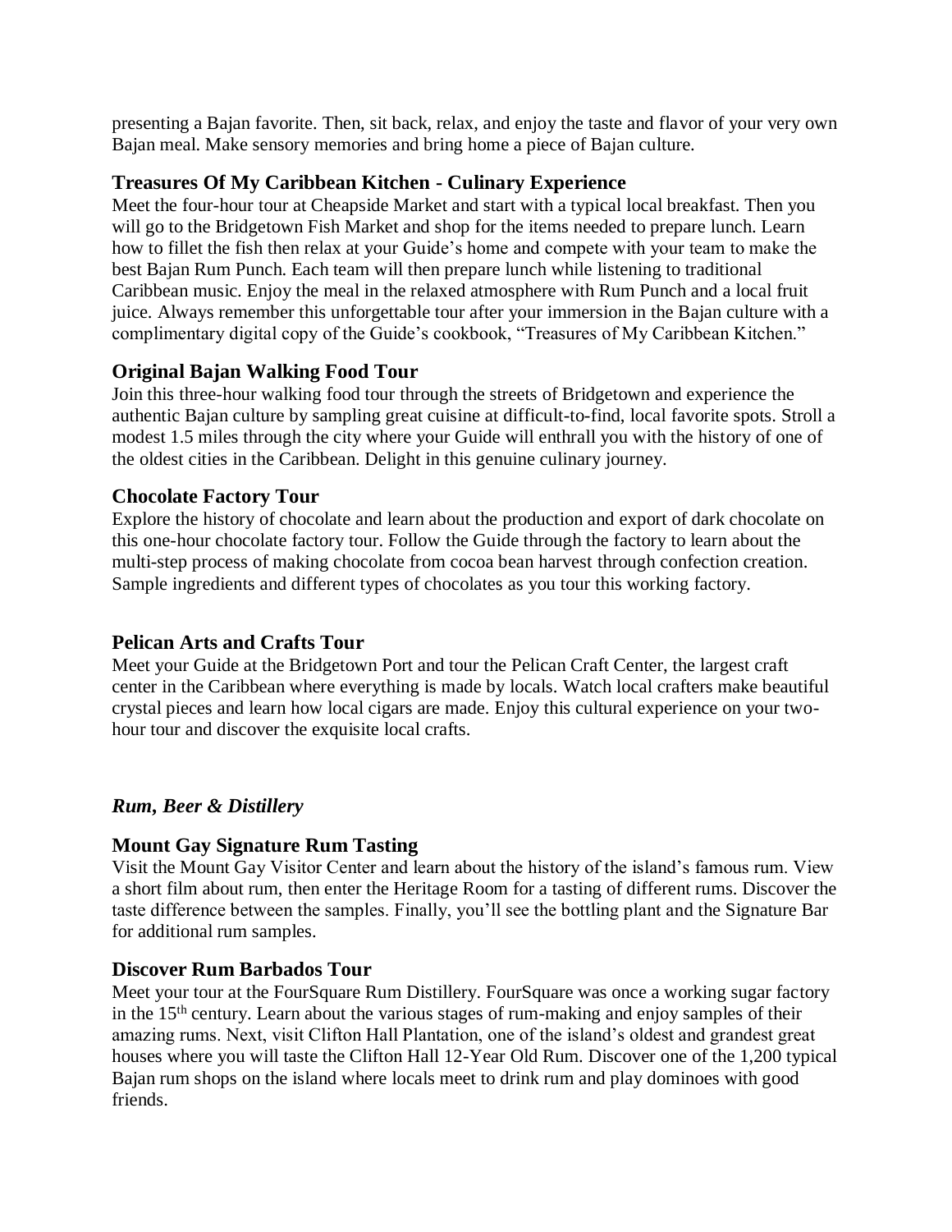presenting a Bajan favorite. Then, sit back, relax, and enjoy the taste and flavor of your very own Bajan meal. Make sensory memories and bring home a piece of Bajan culture.

### Treasures Of My Caribbean Kitchen - Culinary Experience

Meet the four-hour tour at Cheapside Market and start with a typical local breakfast. Then you will go to the Bridgetown Fish Market and shop for the items needed to prepare lunch. Learn how to fillet the fish then relax at your Guide's home and compete with your team to make the best Bajan Rum Punch. Each team will then prepare lunch while listening to traditional Caribbean music. Enjoy the meal in the relaxed atmosphere with Rum Punch and a local fruit juice. Always remember this unforgettable tour after your immersion in the Bajan culture with a complimentary digital copy of the Guide's cookbook, "Treasures of My Caribbean Kitchen."

### Original Bajan Walking Food Tour

Join this three-hour walking food tour through the streets of Bridgetown and experience the authentic Bajan culture by sampling great cuisine at difficult-to-find, local favorite spots. Stroll a modest 1.5 miles through the city where your Guide will enthrall you with the history of one of the oldest cities in the Caribbean. Delight in this genuine culinary journey.

### Chocolate Factory Tour

Explore the history of chocolate and learn about the production and export of dark chocolate on this one-hour chocolate factory tour. Follow the Guide through the factory to learn about the multi-step process of making chocolate from cocoa bean harvest through confection creation. Sample ingredients and different types of chocolates as you tour this working factory.

### Pelican Arts and Crafts Tour

Meet your Guide at the Bridgetown Port and tour the Pelican Craft Center, the largest craft center in the Caribbean where everything is made by locals. Watch local crafters make beautiful crystal pieces and learn how local cigars are made. Enjoy this cultural experience on your two-hour tour and discover the exquisite local crafts.

## *Rum, Beer & Distillery*

### Mount Gay Signature Rum Tasting

Visit the Mount Gay Visitor Center and learn about the history of the island's famous rum. View a short film about rum, then enter the Heritage Room for a tasting of different rums. Discover the taste difference between the samples. Finally, you'll see the bottling plant and the Signature Bar for additional rum samples.

### Discover Rum Barbados Tour

Meet your tour at the FourSquare Rum Distillery. FourSquare was once a working sugar factory in the 15th century. Learn about the various stages of rum-making and enjoy samples of their amazing rums. Next, visit Clifton Hall Plantation, one of the island's oldest and grandest great houses where you will taste the Clifton Hall 12-Year Old Rum. Discover one of the 1,200 typical Bajan rum shops on the island where locals meet to drink rum and play dominoes with good friends.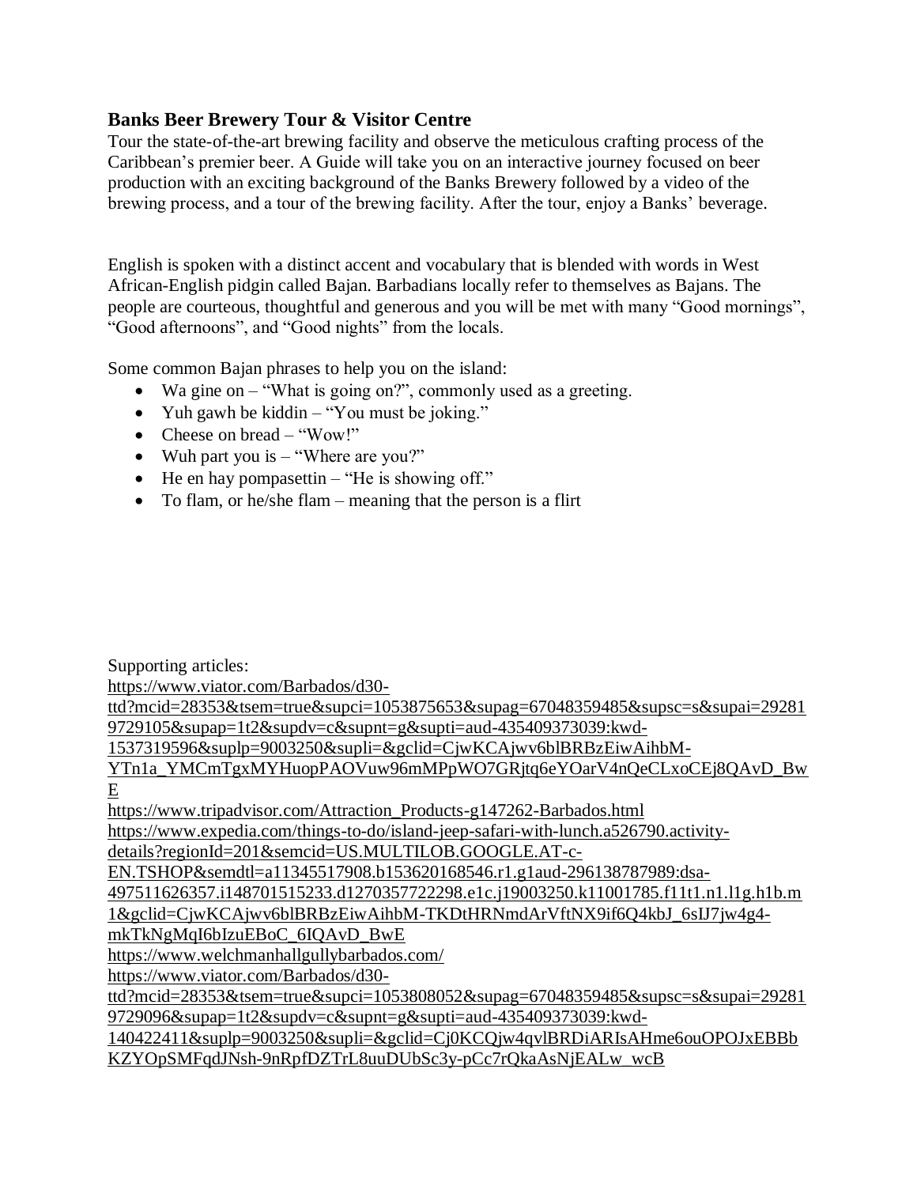### Banks Beer Brewery Tour & Visitor Centre

Tour the state-of-the-art brewing facility and observe the meticulous crafting process of the Caribbean's premier beer. A Guide will take you on an interactive journey focused on beer production with an exciting background of the Banks Brewery followed by a video of the brewing process, and a tour of the brewing facility. After the tour, enjoy a Banks' beverage.

English is spoken with a distinct accent and vocabulary that is blended with words in West African-English pidgin called Bajan. Barbadians locally refer to themselves as Bajans. The people are courteous, thoughtful and generous and you will be met with many "Good mornings", "Good afternoons", and "Good nights" from the locals.

Some common Bajan phrases to help you on the island:

- Wa gine on – "What is going on?", commonly used as a greeting.
- Yuh gawh be kiddin – "You must be joking."
- Cheese on bread – "Wow!"
- Wuh part you is – "Where are you?"
- He en hay pompasettin – "He is showing off."
- To flam, or he/she flam – meaning that the person is a flirt

Supporting articles:

https://www.viator.com/Barbados/d30-ttd?mcid=28353&tsem=true&supci=1053875653&supag=67048359485&supsc=s&supai=292819729105&supap=1t2&supdv=c&supnt=g&supti=aud-435409373039:kwd-1537319596&suplp=9003250&supli=&gclid=CjwKCAjwv6blBRBzEiwAihbM-YTn1a_YMCmTgxMYHuopPAOVuw96mMPpWO7GRjtq6eYOarV4nQeCLxoCEj8QAvD_BwE

https://www.tripadvisor.com/Attraction_Products-g147262-Barbados.html

https://www.expedia.com/things-to-do/island-jeep-safari-with-lunch.a526790.activity-details?regionId=201&semcid=US.MULTILOB.GOOGLE.AT-c-EN.TSHOP&semdtl=a11345517908.b153620168546.r1.g1aud-296138787989:dsa-497511626357.i148701515233.d1270357722298.e1c.j19003250.k11001785.f11t1.n1.l1g.h1b.m1&gclid=CjwKCAjwv6blBRBzEiwAihbM-TKDtHRNmdArVftNX9if6Q4kbJ_6sIJ7jw4g4-mkTkNgMqI6bIzuEBoC_6IQAvD_BwE

https://www.welchmanhallgullybarbados.com/

https://www.viator.com/Barbados/d30-ttd?mcid=28353&tsem=true&supci=1053808052&supag=67048359485&supsc=s&supai=292819729096&supap=1t2&supdv=c&supnt=g&supti=aud-435409373039:kwd-140422411&suplp=9003250&supli=&gclid=Cj0KCQjw4qvlBRDiARIsAHme6ouOPOJxEBBbKZYOpSMFqdJNsh-9nRpfDZTrL8uuDUbSc3y-pCc7rQkaAsNjEALw_wcB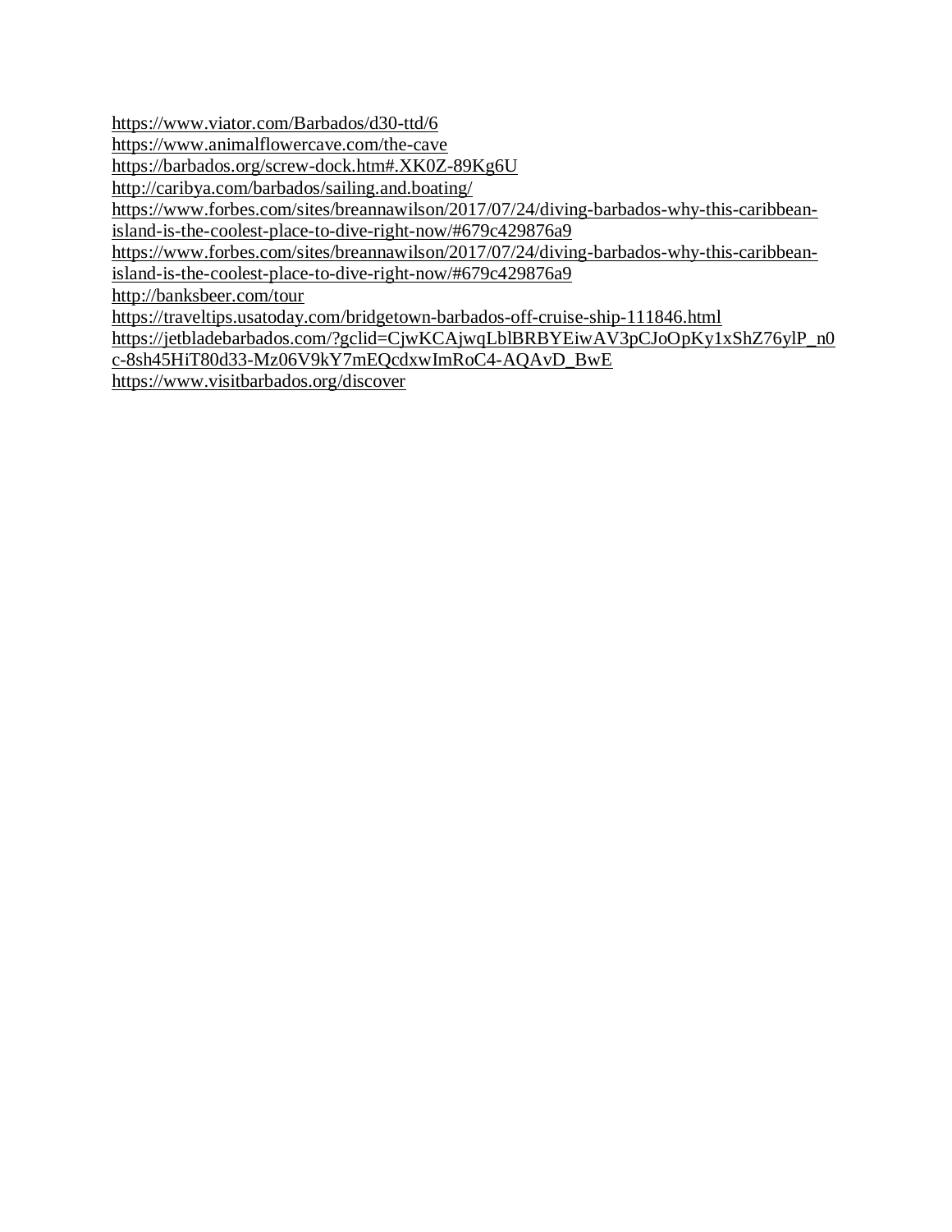https://www.viator.com/Barbados/d30-ttd/6
https://www.animalflowercave.com/the-cave
https://barbados.org/screw-dock.htm#.XK0Z-89Kg6U
http://caribya.com/barbados/sailing.and.boating/
https://www.forbes.com/sites/breannawilson/2017/07/24/diving-barbados-why-this-caribbean-island-is-the-coolest-place-to-dive-right-now/#679c429876a9
https://www.forbes.com/sites/breannawilson/2017/07/24/diving-barbados-why-this-caribbean-island-is-the-coolest-place-to-dive-right-now/#679c429876a9
http://banksbeer.com/tour
https://traveltips.usatoday.com/bridgetown-barbados-off-cruise-ship-111846.html
https://jetbladebarbados.com/?gclid=CjwKCAjwqLblBRBYEiwAV3pCJoOpKy1xShZ76ylP_n0c-8sh45HiT80d33-Mz06V9kY7mEQcdxwImRoC4-AQAvD_BwE
https://www.visitbarbados.org/discover